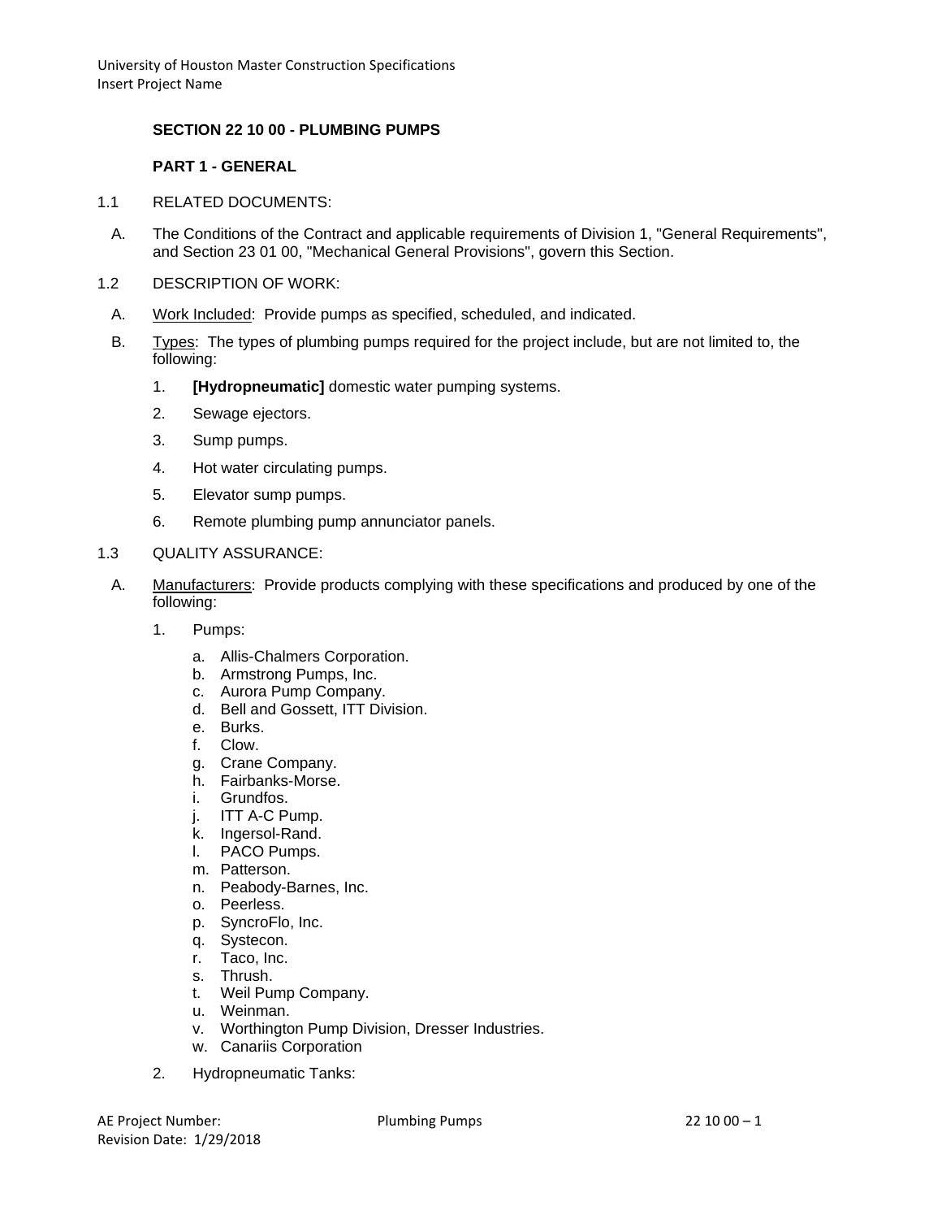## SECTION 22 10 00 - PLUMBING PUMPS

### PART 1 - GENERAL

1.1 RELATED DOCUMENTS:

A. The Conditions of the Contract and applicable requirements of Division 1, "General Requirements", and Section 23 01 00, "Mechanical General Provisions", govern this Section.

1.2 DESCRIPTION OF WORK:

A. Work Included: Provide pumps as specified, scheduled, and indicated.

B. Types: The types of plumbing pumps required for the project include, but are not limited to, the following:

1. **[Hydropneumatic]** domestic water pumping systems.
2. Sewage ejectors.
3. Sump pumps.
4. Hot water circulating pumps.
5. Elevator sump pumps.
6. Remote plumbing pump annunciator panels.

1.3 QUALITY ASSURANCE:

A. Manufacturers: Provide products complying with these specifications and produced by one of the following:

1. Pumps:
   - a. Allis-Chalmers Corporation.
   - b. Armstrong Pumps, Inc.
   - c. Aurora Pump Company.
   - d. Bell and Gossett, ITT Division.
   - e. Burks.
   - f. Clow.
   - g. Crane Company.
   - h. Fairbanks-Morse.
   - i. Grundfos.
   - j. ITT A-C Pump.
   - k. Ingersol-Rand.
   - l. PACO Pumps.
   - m. Patterson.
   - n. Peabody-Barnes, Inc.
   - o. Peerless.
   - p. SyncroFlo, Inc.
   - q. Systecon.
   - r. Taco, Inc.
   - s. Thrush.
   - t. Weil Pump Company.
   - u. Weinman.
   - v. Worthington Pump Division, Dresser Industries.
   - w. Canariis Corporation

2. Hydropneumatic Tanks: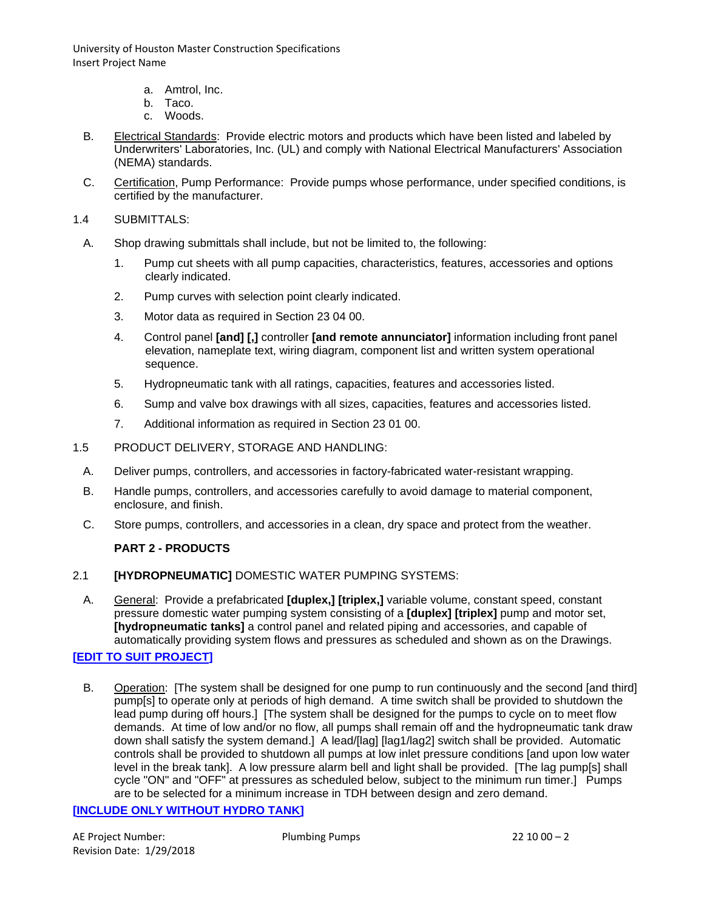a. Amtrol, Inc.
b. Taco.
c. Woods.

B. Electrical Standards: Provide electric motors and products which have been listed and labeled by Underwriters' Laboratories, Inc. (UL) and comply with National Electrical Manufacturers' Association (NEMA) standards.

C. Certification, Pump Performance: Provide pumps whose performance, under specified conditions, is certified by the manufacturer.

1.4 SUBMITTALS:

A. Shop drawing submittals shall include, but not be limited to, the following:

1. Pump cut sheets with all pump capacities, characteristics, features, accessories and options clearly indicated.
2. Pump curves with selection point clearly indicated.
3. Motor data as required in Section 23 04 00.
4. Control panel **[and] [,]** controller **[and remote annunciator]** information including front panel elevation, nameplate text, wiring diagram, component list and written system operational sequence.
5. Hydropneumatic tank with all ratings, capacities, features and accessories listed.
6. Sump and valve box drawings with all sizes, capacities, features and accessories listed.
7. Additional information as required in Section 23 01 00.

1.5 PRODUCT DELIVERY, STORAGE AND HANDLING:

A. Deliver pumps, controllers, and accessories in factory-fabricated water-resistant wrapping.

B. Handle pumps, controllers, and accessories carefully to avoid damage to material component, enclosure, and finish.

C. Store pumps, controllers, and accessories in a clean, dry space and protect from the weather.

## PART 2 - PRODUCTS

2.1 **[HYDROPNEUMATIC]** DOMESTIC WATER PUMPING SYSTEMS:

A. General: Provide a prefabricated **[duplex,] [triplex,]** variable volume, constant speed, constant pressure domestic water pumping system consisting of a **[duplex] [triplex]** pump and motor set, **[hydropneumatic tanks]** a control panel and related piping and accessories, and capable of automatically providing system flows and pressures as scheduled and shown as on the Drawings.

**[EDIT TO SUIT PROJECT]**

B. Operation: [The system shall be designed for one pump to run continuously and the second [and third] pump[s] to operate only at periods of high demand. A time switch shall be provided to shutdown the lead pump during off hours.] [The system shall be designed for the pumps to cycle on to meet flow demands. At time of low and/or no flow, all pumps shall remain off and the hydropneumatic tank draw down shall satisfy the system demand.] A lead/[lag] [lag1/lag2] switch shall be provided. Automatic controls shall be provided to shutdown all pumps at low inlet pressure conditions [and upon low water level in the break tank]. A low pressure alarm bell and light shall be provided. [The lag pump[s] shall cycle "ON" and "OFF" at pressures as scheduled below, subject to the minimum run timer.] Pumps are to be selected for a minimum increase in TDH between design and zero demand.

**[INCLUDE ONLY WITHOUT HYDRO TANK]**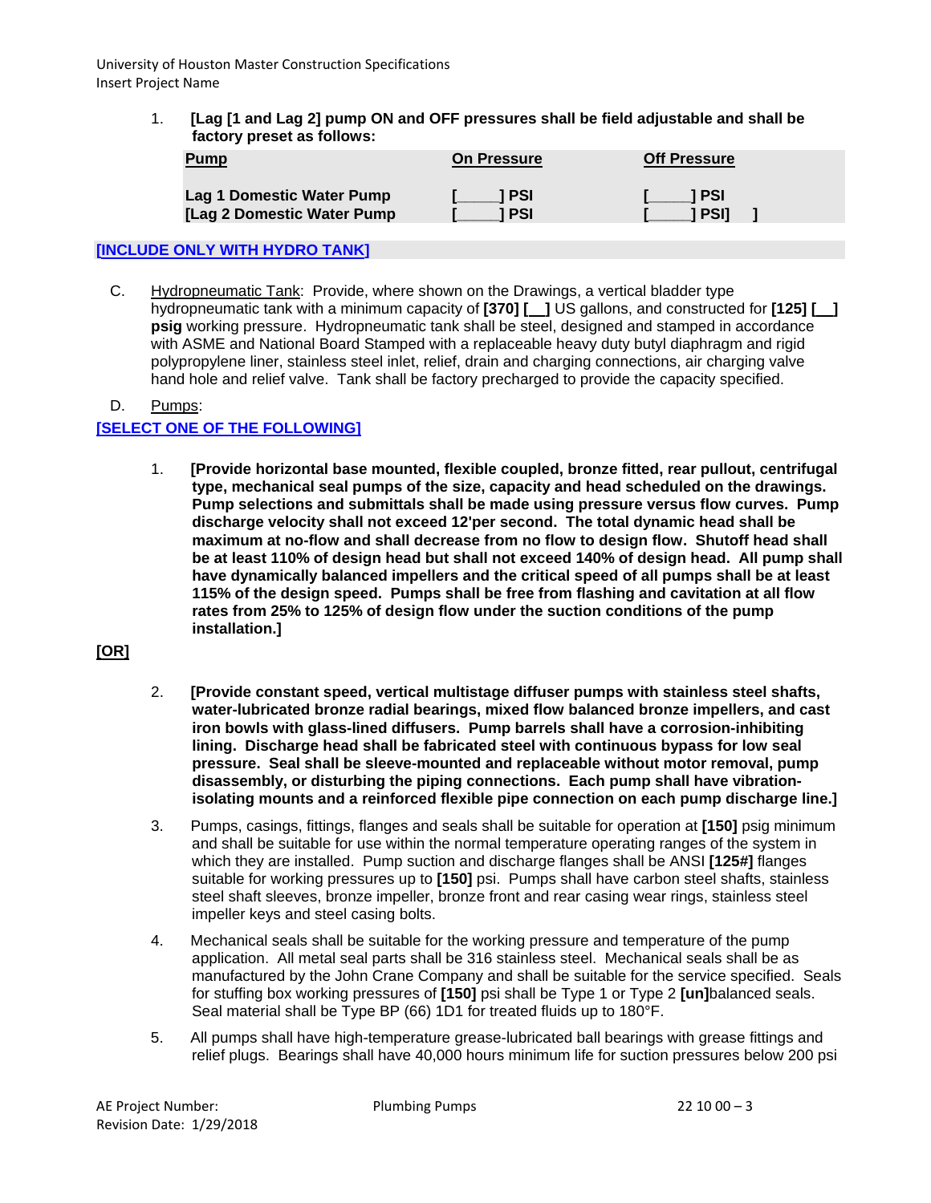1. **[Lag [1 and Lag 2] pump ON and OFF pressures shall be field adjustable and shall be factory preset as follows:**

| Pump | On Pressure | Off Pressure |
|---|---|---|
| **Lag 1 Domestic Water Pump** | **[_____] PSI** | **[_____] PSI** |
| **[Lag 2 Domestic Water Pump** | **[_____] PSI** | **[_____] PSI]  ]** |

**[INCLUDE ONLY WITH HYDRO TANK]**

C. Hydropneumatic Tank: Provide, where shown on the Drawings, a vertical bladder type hydropneumatic tank with a minimum capacity of **[370] [__]** US gallons, and constructed for **[125] [__] psig** working pressure. Hydropneumatic tank shall be steel, designed and stamped in accordance with ASME and National Board Stamped with a replaceable heavy duty butyl diaphragm and rigid polypropylene liner, stainless steel inlet, relief, drain and charging connections, air charging valve hand hole and relief valve. Tank shall be factory precharged to provide the capacity specified.

D. Pumps:

**[SELECT ONE OF THE FOLLOWING]**

1. **[Provide horizontal base mounted, flexible coupled, bronze fitted, rear pullout, centrifugal type, mechanical seal pumps of the size, capacity and head scheduled on the drawings. Pump selections and submittals shall be made using pressure versus flow curves. Pump discharge velocity shall not exceed 12'per second. The total dynamic head shall be maximum at no-flow and shall decrease from no flow to design flow. Shutoff head shall be at least 110% of design head but shall not exceed 140% of design head. All pump shall have dynamically balanced impellers and the critical speed of all pumps shall be at least 115% of the design speed. Pumps shall be free from flashing and cavitation at all flow rates from 25% to 125% of design flow under the suction conditions of the pump installation.]**

**[OR]**

2. **[Provide constant speed, vertical multistage diffuser pumps with stainless steel shafts, water-lubricated bronze radial bearings, mixed flow balanced bronze impellers, and cast iron bowls with glass-lined diffusers. Pump barrels shall have a corrosion-inhibiting lining. Discharge head shall be fabricated steel with continuous bypass for low seal pressure. Seal shall be sleeve-mounted and replaceable without motor removal, pump disassembly, or disturbing the piping connections. Each pump shall have vibration-isolating mounts and a reinforced flexible pipe connection on each pump discharge line.]**

3. Pumps, casings, fittings, flanges and seals shall be suitable for operation at **[150]** psig minimum and shall be suitable for use within the normal temperature operating ranges of the system in which they are installed. Pump suction and discharge flanges shall be ANSI **[125#]** flanges suitable for working pressures up to **[150]** psi. Pumps shall have carbon steel shafts, stainless steel shaft sleeves, bronze impeller, bronze front and rear casing wear rings, stainless steel impeller keys and steel casing bolts.

4. Mechanical seals shall be suitable for the working pressure and temperature of the pump application. All metal seal parts shall be 316 stainless steel. Mechanical seals shall be as manufactured by the John Crane Company and shall be suitable for the service specified. Seals for stuffing box working pressures of **[150]** psi shall be Type 1 or Type 2 **[un]**balanced seals. Seal material shall be Type BP (66) 1D1 for treated fluids up to 180°F.

5. All pumps shall have high-temperature grease-lubricated ball bearings with grease fittings and relief plugs. Bearings shall have 40,000 hours minimum life for suction pressures below 200 psi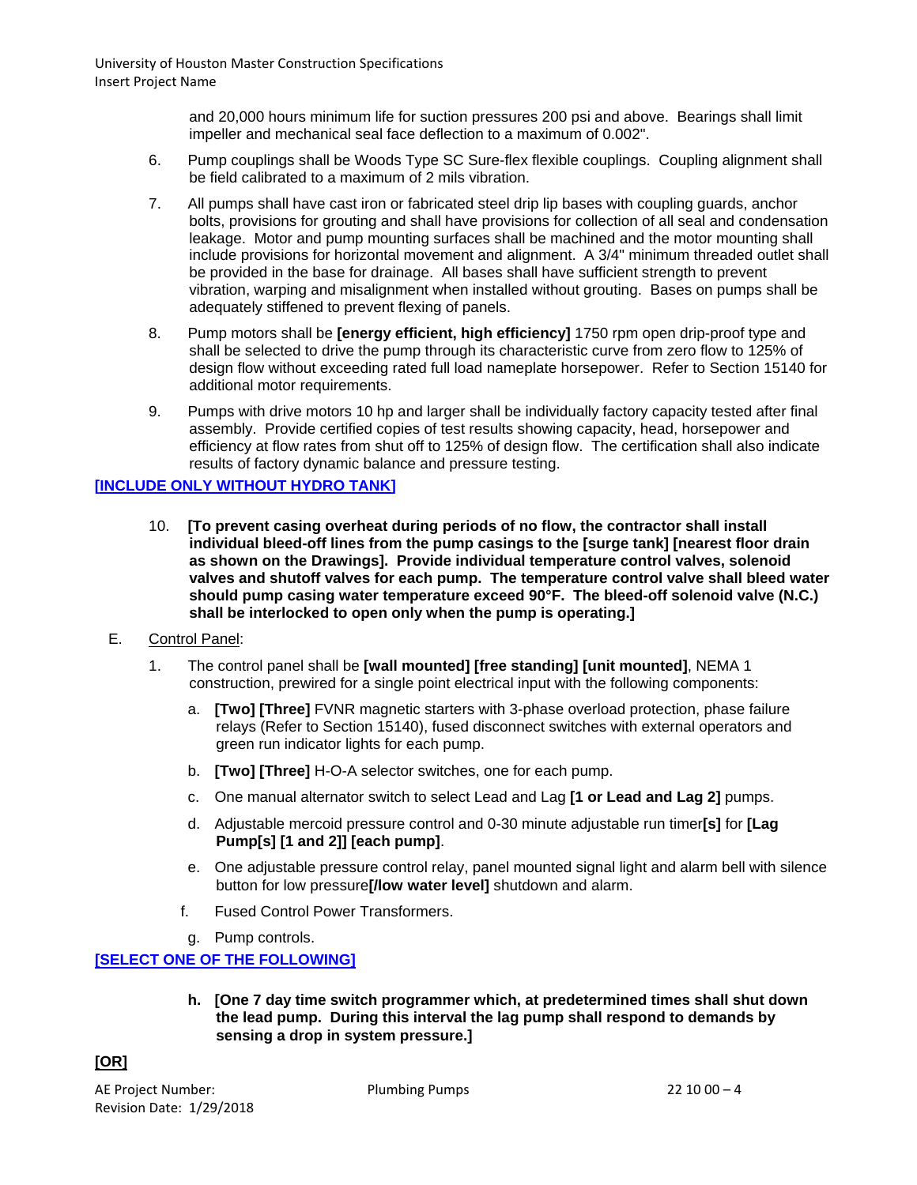and 20,000 hours minimum life for suction pressures 200 psi and above. Bearings shall limit impeller and mechanical seal face deflection to a maximum of 0.002".

6. Pump couplings shall be Woods Type SC Sure-flex flexible couplings. Coupling alignment shall be field calibrated to a maximum of 2 mils vibration.

7. All pumps shall have cast iron or fabricated steel drip lip bases with coupling guards, anchor bolts, provisions for grouting and shall have provisions for collection of all seal and condensation leakage. Motor and pump mounting surfaces shall be machined and the motor mounting shall include provisions for horizontal movement and alignment. A 3/4" minimum threaded outlet shall be provided in the base for drainage. All bases shall have sufficient strength to prevent vibration, warping and misalignment when installed without grouting. Bases on pumps shall be adequately stiffened to prevent flexing of panels.

8. Pump motors shall be **[energy efficient, high efficiency]** 1750 rpm open drip-proof type and shall be selected to drive the pump through its characteristic curve from zero flow to 125% of design flow without exceeding rated full load nameplate horsepower. Refer to Section 15140 for additional motor requirements.

9. Pumps with drive motors 10 hp and larger shall be individually factory capacity tested after final assembly. Provide certified copies of test results showing capacity, head, horsepower and efficiency at flow rates from shut off to 125% of design flow. The certification shall also indicate results of factory dynamic balance and pressure testing.

**[INCLUDE ONLY WITHOUT HYDRO TANK]**

10. **[To prevent casing overheat during periods of no flow, the contractor shall install individual bleed-off lines from the pump casings to the [surge tank] [nearest floor drain as shown on the Drawings]. Provide individual temperature control valves, solenoid valves and shutoff valves for each pump. The temperature control valve shall bleed water should pump casing water temperature exceed 90°F. The bleed-off solenoid valve (N.C.) shall be interlocked to open only when the pump is operating.]**

E. Control Panel:

1. The control panel shall be **[wall mounted] [free standing] [unit mounted]**, NEMA 1 construction, prewired for a single point electrical input with the following components:

   a. **[Two] [Three]** FVNR magnetic starters with 3-phase overload protection, phase failure relays (Refer to Section 15140), fused disconnect switches with external operators and green run indicator lights for each pump.

   b. **[Two] [Three]** H-O-A selector switches, one for each pump.

   c. One manual alternator switch to select Lead and Lag **[1 or Lead and Lag 2]** pumps.

   d. Adjustable mercoid pressure control and 0-30 minute adjustable run timer**[s]** for **[Lag Pump[s] [1 and 2]] [each pump]**.

   e. One adjustable pressure control relay, panel mounted signal light and alarm bell with silence button for low pressure**[/low water level]** shutdown and alarm.

   f. Fused Control Power Transformers.

   g. Pump controls.

**[SELECT ONE OF THE FOLLOWING]**

   h. **[One 7 day time switch programmer which, at predetermined times shall shut down the lead pump. During this interval the lag pump shall respond to demands by sensing a drop in system pressure.]**

**[OR]**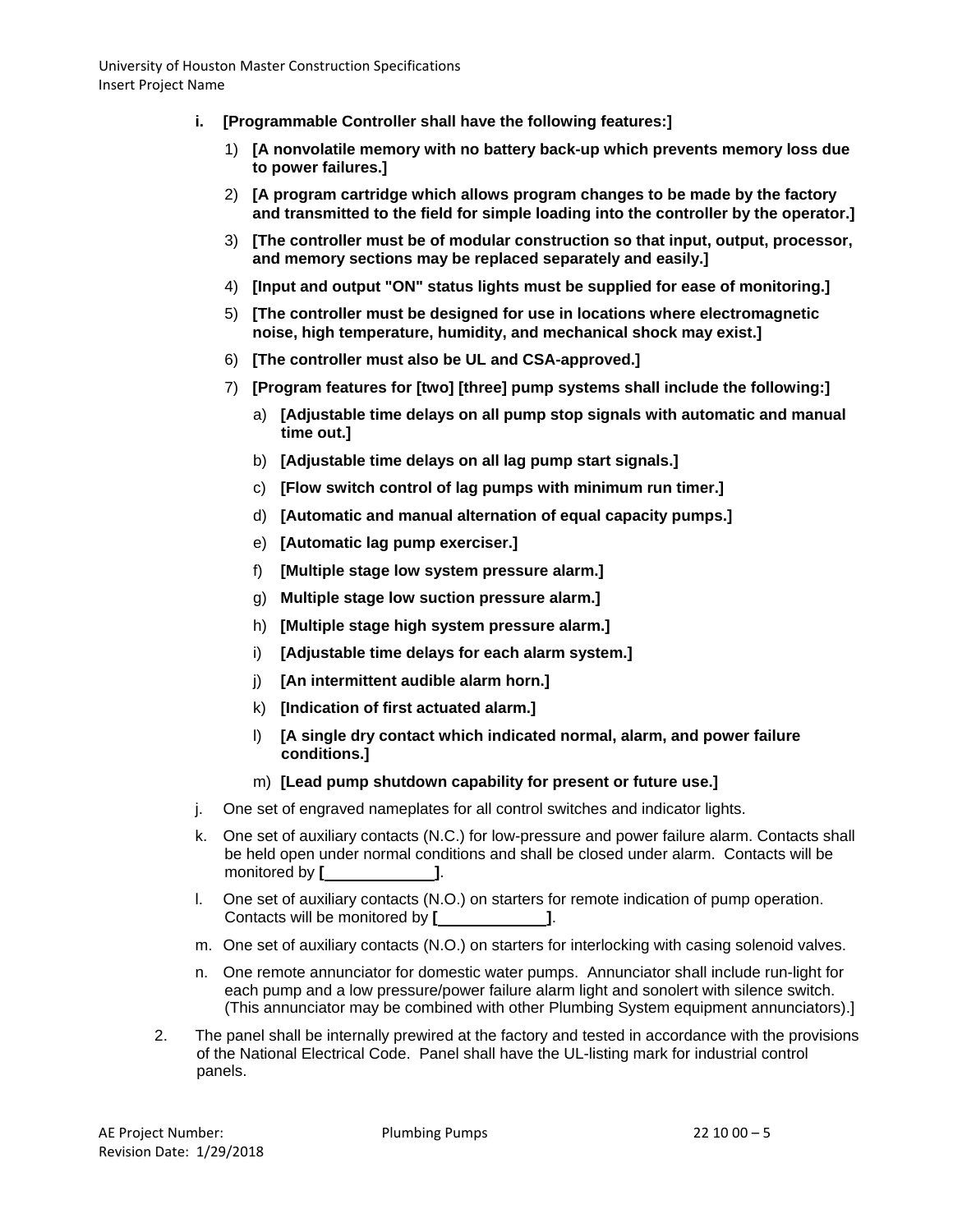i. **[Programmable Controller shall have the following features:]**

   1) **[A nonvolatile memory with no battery back-up which prevents memory loss due to power failures.]**

   2) **[A program cartridge which allows program changes to be made by the factory and transmitted to the field for simple loading into the controller by the operator.]**

   3) **[The controller must be of modular construction so that input, output, processor, and memory sections may be replaced separately and easily.]**

   4) **[Input and output "ON" status lights must be supplied for ease of monitoring.]**

   5) **[The controller must be designed for use in locations where electromagnetic noise, high temperature, humidity, and mechanical shock may exist.]**

   6) **[The controller must also be UL and CSA-approved.]**

   7) **[Program features for [two] [three] pump systems shall include the following:]**

      a) **[Adjustable time delays on all pump stop signals with automatic and manual time out.]**

      b) **[Adjustable time delays on all lag pump start signals.]**

      c) **[Flow switch control of lag pumps with minimum run timer.]**

      d) **[Automatic and manual alternation of equal capacity pumps.]**

      e) **[Automatic lag pump exerciser.]**

      f) **[Multiple stage low system pressure alarm.]**

      g) **Multiple stage low suction pressure alarm.]**

      h) **[Multiple stage high system pressure alarm.]**

      i) **[Adjustable time delays for each alarm system.]**

      j) **[An intermittent audible alarm horn.]**

      k) **[Indication of first actuated alarm.]**

      l) **[A single dry contact which indicated normal, alarm, and power failure conditions.]**

      m) **[Lead pump shutdown capability for present or future use.]**

j. One set of engraved nameplates for all control switches and indicator lights.

k. One set of auxiliary contacts (N.C.) for low-pressure and power failure alarm. Contacts shall be held open under normal conditions and shall be closed under alarm. Contacts will be monitored by **[\_\_\_\_\_\_\_\_\_\_\_\_]**.

l. One set of auxiliary contacts (N.O.) on starters for remote indication of pump operation. Contacts will be monitored by **[\_\_\_\_\_\_\_\_\_\_\_\_]**.

m. One set of auxiliary contacts (N.O.) on starters for interlocking with casing solenoid valves.

n. One remote annunciator for domestic water pumps. Annunciator shall include run-light for each pump and a low pressure/power failure alarm light and sonolert with silence switch. (This annunciator may be combined with other Plumbing System equipment annunciators).]

2. The panel shall be internally prewired at the factory and tested in accordance with the provisions of the National Electrical Code. Panel shall have the UL-listing mark for industrial control panels.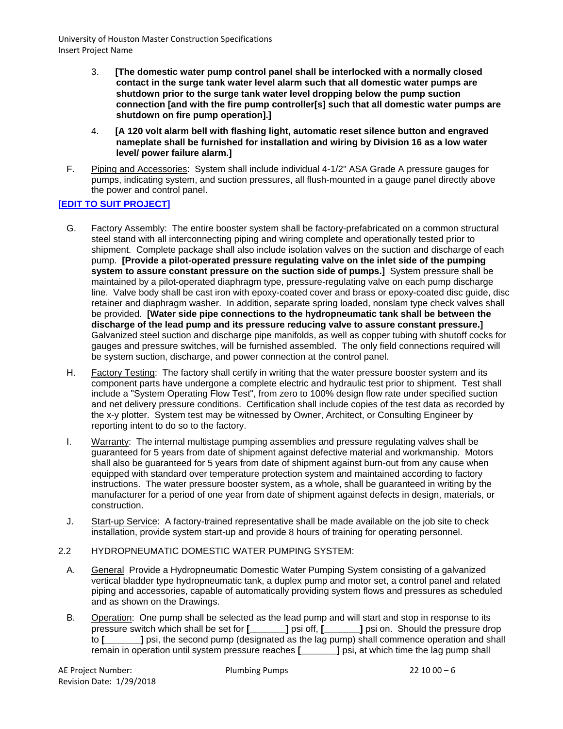3. **[The domestic water pump control panel shall be interlocked with a normally closed contact in the surge tank water level alarm such that all domestic water pumps are shutdown prior to the surge tank water level dropping below the pump suction connection [and with the fire pump controller[s] such that all domestic water pumps are shutdown on fire pump operation].]**

4. **[A 120 volt alarm bell with flashing light, automatic reset silence button and engraved nameplate shall be furnished for installation and wiring by Division 16 as a low water level/ power failure alarm.]**

F. Piping and Accessories: System shall include individual 4-1/2" ASA Grade A pressure gauges for pumps, indicating system, and suction pressures, all flush-mounted in a gauge panel directly above the power and control panel.

**[EDIT TO SUIT PROJECT]**

G. Factory Assembly: The entire booster system shall be factory-prefabricated on a common structural steel stand with all interconnecting piping and wiring complete and operationally tested prior to shipment. Complete package shall also include isolation valves on the suction and discharge of each pump. **[Provide a pilot-operated pressure regulating valve on the inlet side of the pumping system to assure constant pressure on the suction side of pumps.]** System pressure shall be maintained by a pilot-operated diaphragm type, pressure-regulating valve on each pump discharge line. Valve body shall be cast iron with epoxy-coated cover and brass or epoxy-coated disc guide, disc retainer and diaphragm washer. In addition, separate spring loaded, nonslam type check valves shall be provided. **[Water side pipe connections to the hydropneumatic tank shall be between the discharge of the lead pump and its pressure reducing valve to assure constant pressure.]** Galvanized steel suction and discharge pipe manifolds, as well as copper tubing with shutoff cocks for gauges and pressure switches, will be furnished assembled. The only field connections required will be system suction, discharge, and power connection at the control panel.

H. Factory Testing: The factory shall certify in writing that the water pressure booster system and its component parts have undergone a complete electric and hydraulic test prior to shipment. Test shall include a "System Operating Flow Test", from zero to 100% design flow rate under specified suction and net delivery pressure conditions. Certification shall include copies of the test data as recorded by the x-y plotter. System test may be witnessed by Owner, Architect, or Consulting Engineer by reporting intent to do so to the factory.

I. Warranty: The internal multistage pumping assemblies and pressure regulating valves shall be guaranteed for 5 years from date of shipment against defective material and workmanship. Motors shall also be guaranteed for 5 years from date of shipment against burn-out from any cause when equipped with standard over temperature protection system and maintained according to factory instructions. The water pressure booster system, as a whole, shall be guaranteed in writing by the manufacturer for a period of one year from date of shipment against defects in design, materials, or construction.

J. Start-up Service: A factory-trained representative shall be made available on the job site to check installation, provide system start-up and provide 8 hours of training for operating personnel.

2.2 HYDROPNEUMATIC DOMESTIC WATER PUMPING SYSTEM:

A. General Provide a Hydropneumatic Domestic Water Pumping System consisting of a galvanized vertical bladder type hydropneumatic tank, a duplex pump and motor set, a control panel and related piping and accessories, capable of automatically providing system flows and pressures as scheduled and as shown on the Drawings.

B. Operation: One pump shall be selected as the lead pump and will start and stop in response to its pressure switch which shall be set for **[\_\_\_\_\_\_\_]** psi off, **[\_\_\_\_\_\_\_]** psi on. Should the pressure drop to **[\_\_\_\_\_\_\_]** psi, the second pump (designated as the lag pump) shall commence operation and shall remain in operation until system pressure reaches **[\_\_\_\_\_\_\_]** psi, at which time the lag pump shall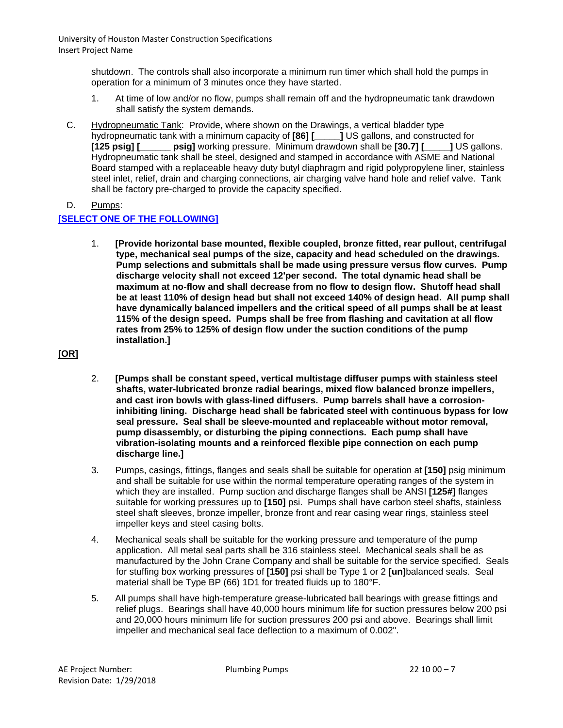shutdown. The controls shall also incorporate a minimum run timer which shall hold the pumps in operation for a minimum of 3 minutes once they have started.

1. At time of low and/or no flow, pumps shall remain off and the hydropneumatic tank drawdown shall satisfy the system demands.

C. Hydropneumatic Tank: Provide, where shown on the Drawings, a vertical bladder type hydropneumatic tank with a minimum capacity of **[86] [_____]** US gallons, and constructed for **[125 psig] [______ psig]** working pressure. Minimum drawdown shall be **[30.7] [_____]** US gallons. Hydropneumatic tank shall be steel, designed and stamped in accordance with ASME and National Board stamped with a replaceable heavy duty butyl diaphragm and rigid polypropylene liner, stainless steel inlet, relief, drain and charging connections, air charging valve hand hole and relief valve. Tank shall be factory pre-charged to provide the capacity specified.

D. Pumps:

**[SELECT ONE OF THE FOLLOWING]**

1. **[Provide horizontal base mounted, flexible coupled, bronze fitted, rear pullout, centrifugal type, mechanical seal pumps of the size, capacity and head scheduled on the drawings. Pump selections and submittals shall be made using pressure versus flow curves. Pump discharge velocity shall not exceed 12'per second. The total dynamic head shall be maximum at no-flow and shall decrease from no flow to design flow. Shutoff head shall be at least 110% of design head but shall not exceed 140% of design head. All pump shall have dynamically balanced impellers and the critical speed of all pumps shall be at least 115% of the design speed. Pumps shall be free from flashing and cavitation at all flow rates from 25% to 125% of design flow under the suction conditions of the pump installation.]**

**[OR]**

2. **[Pumps shall be constant speed, vertical multistage diffuser pumps with stainless steel shafts, water-lubricated bronze radial bearings, mixed flow balanced bronze impellers, and cast iron bowls with glass-lined diffusers. Pump barrels shall have a corrosion-inhibiting lining. Discharge head shall be fabricated steel with continuous bypass for low seal pressure. Seal shall be sleeve-mounted and replaceable without motor removal, pump disassembly, or disturbing the piping connections. Each pump shall have vibration-isolating mounts and a reinforced flexible pipe connection on each pump discharge line.]**

3. Pumps, casings, fittings, flanges and seals shall be suitable for operation at **[150]** psig minimum and shall be suitable for use within the normal temperature operating ranges of the system in which they are installed. Pump suction and discharge flanges shall be ANSI **[125#]** flanges suitable for working pressures up to **[150]** psi. Pumps shall have carbon steel shafts, stainless steel shaft sleeves, bronze impeller, bronze front and rear casing wear rings, stainless steel impeller keys and steel casing bolts.

4. Mechanical seals shall be suitable for the working pressure and temperature of the pump application. All metal seal parts shall be 316 stainless steel. Mechanical seals shall be as manufactured by the John Crane Company and shall be suitable for the service specified. Seals for stuffing box working pressures of **[150]** psi shall be Type 1 or 2 **[un]**balanced seals. Seal material shall be Type BP (66) 1D1 for treated fluids up to 180°F.

5. All pumps shall have high-temperature grease-lubricated ball bearings with grease fittings and relief plugs. Bearings shall have 40,000 hours minimum life for suction pressures below 200 psi and 20,000 hours minimum life for suction pressures 200 psi and above. Bearings shall limit impeller and mechanical seal face deflection to a maximum of 0.002".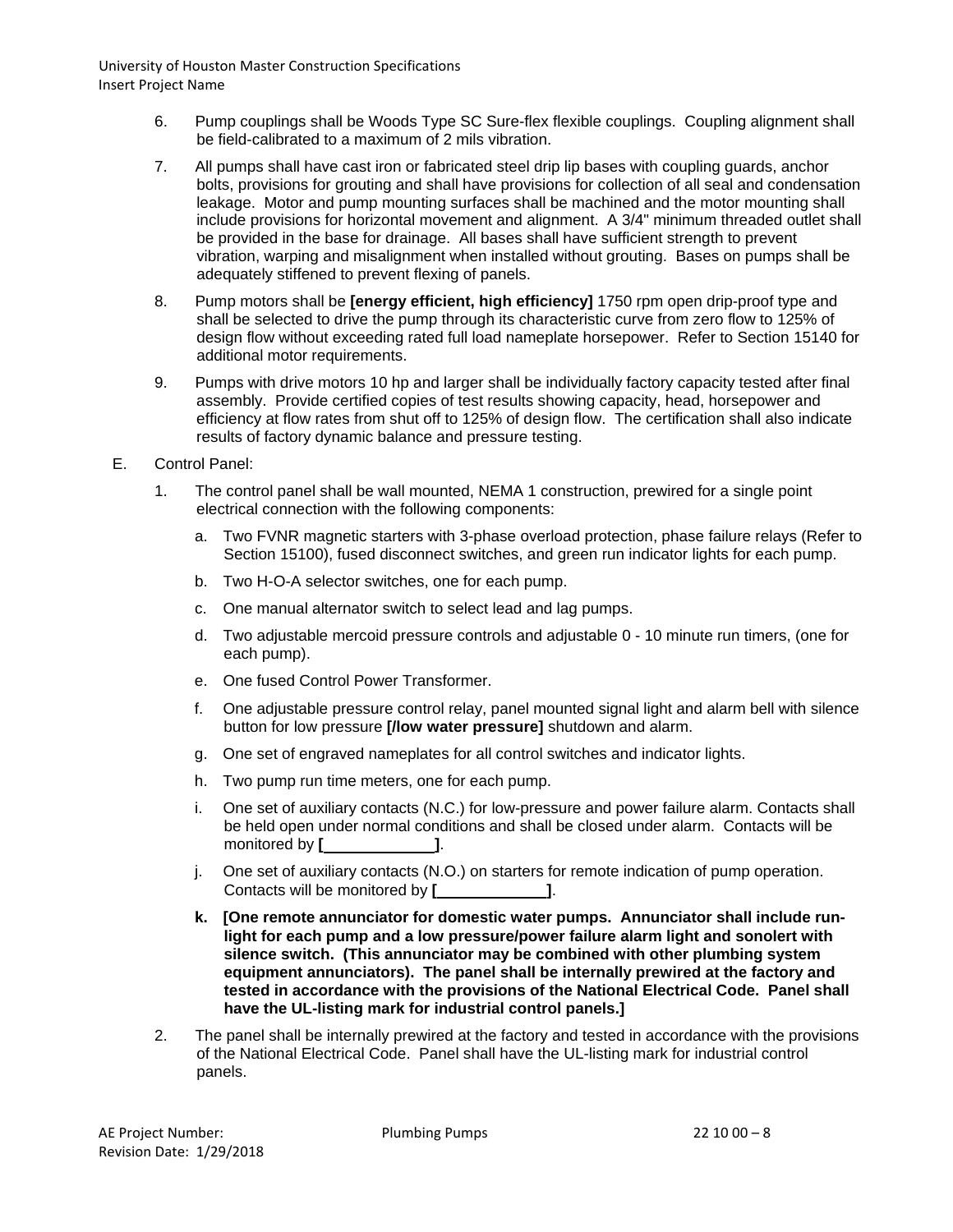6. Pump couplings shall be Woods Type SC Sure-flex flexible couplings. Coupling alignment shall be field-calibrated to a maximum of 2 mils vibration.

7. All pumps shall have cast iron or fabricated steel drip lip bases with coupling guards, anchor bolts, provisions for grouting and shall have provisions for collection of all seal and condensation leakage. Motor and pump mounting surfaces shall be machined and the motor mounting shall include provisions for horizontal movement and alignment. A 3/4" minimum threaded outlet shall be provided in the base for drainage. All bases shall have sufficient strength to prevent vibration, warping and misalignment when installed without grouting. Bases on pumps shall be adequately stiffened to prevent flexing of panels.

8. Pump motors shall be **[energy efficient, high efficiency]** 1750 rpm open drip-proof type and shall be selected to drive the pump through its characteristic curve from zero flow to 125% of design flow without exceeding rated full load nameplate horsepower. Refer to Section 15140 for additional motor requirements.

9. Pumps with drive motors 10 hp and larger shall be individually factory capacity tested after final assembly. Provide certified copies of test results showing capacity, head, horsepower and efficiency at flow rates from shut off to 125% of design flow. The certification shall also indicate results of factory dynamic balance and pressure testing.

E. Control Panel:

1. The control panel shall be wall mounted, NEMA 1 construction, prewired for a single point electrical connection with the following components:

   a. Two FVNR magnetic starters with 3-phase overload protection, phase failure relays (Refer to Section 15100), fused disconnect switches, and green run indicator lights for each pump.

   b. Two H-O-A selector switches, one for each pump.

   c. One manual alternator switch to select lead and lag pumps.

   d. Two adjustable mercoid pressure controls and adjustable 0 - 10 minute run timers, (one for each pump).

   e. One fused Control Power Transformer.

   f. One adjustable pressure control relay, panel mounted signal light and alarm bell with silence button for low pressure **[/low water pressure]** shutdown and alarm.

   g. One set of engraved nameplates for all control switches and indicator lights.

   h. Two pump run time meters, one for each pump.

   i. One set of auxiliary contacts (N.C.) for low-pressure and power failure alarm. Contacts shall be held open under normal conditions and shall be closed under alarm. Contacts will be monitored by **[\_\_\_\_\_\_\_\_\_\_\_\_]**.

   j. One set of auxiliary contacts (N.O.) on starters for remote indication of pump operation. Contacts will be monitored by **[\_\_\_\_\_\_\_\_\_\_\_\_]**.

   **k. [One remote annunciator for domestic water pumps. Annunciator shall include run-light for each pump and a low pressure/power failure alarm light and sonolert with silence switch. (This annunciator may be combined with other plumbing system equipment annunciators). The panel shall be internally prewired at the factory and tested in accordance with the provisions of the National Electrical Code. Panel shall have the UL-listing mark for industrial control panels.]**

2. The panel shall be internally prewired at the factory and tested in accordance with the provisions of the National Electrical Code. Panel shall have the UL-listing mark for industrial control panels.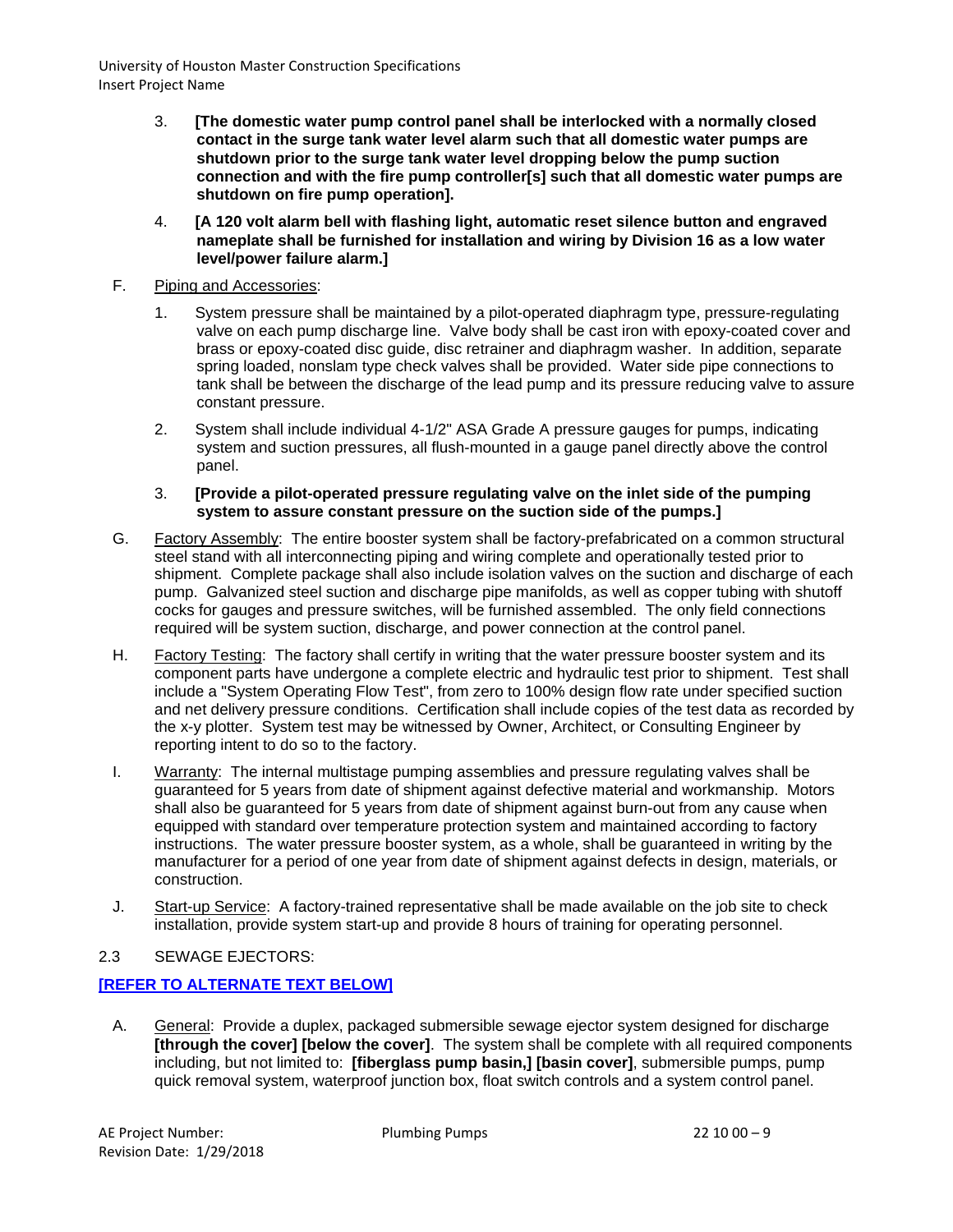3. **[The domestic water pump control panel shall be interlocked with a normally closed contact in the surge tank water level alarm such that all domestic water pumps are shutdown prior to the surge tank water level dropping below the pump suction connection and with the fire pump controller[s] such that all domestic water pumps are shutdown on fire pump operation].**

4. **[A 120 volt alarm bell with flashing light, automatic reset silence button and engraved nameplate shall be furnished for installation and wiring by Division 16 as a low water level/power failure alarm.]**

F. Piping and Accessories:

1. System pressure shall be maintained by a pilot-operated diaphragm type, pressure-regulating valve on each pump discharge line. Valve body shall be cast iron with epoxy-coated cover and brass or epoxy-coated disc guide, disc retrainer and diaphragm washer. In addition, separate spring loaded, nonslam type check valves shall be provided. Water side pipe connections to tank shall be between the discharge of the lead pump and its pressure reducing valve to assure constant pressure.

2. System shall include individual 4-1/2" ASA Grade A pressure gauges for pumps, indicating system and suction pressures, all flush-mounted in a gauge panel directly above the control panel.

3. **[Provide a pilot-operated pressure regulating valve on the inlet side of the pumping system to assure constant pressure on the suction side of the pumps.]**

G. Factory Assembly: The entire booster system shall be factory-prefabricated on a common structural steel stand with all interconnecting piping and wiring complete and operationally tested prior to shipment. Complete package shall also include isolation valves on the suction and discharge of each pump. Galvanized steel suction and discharge pipe manifolds, as well as copper tubing with shutoff cocks for gauges and pressure switches, will be furnished assembled. The only field connections required will be system suction, discharge, and power connection at the control panel.

H. Factory Testing: The factory shall certify in writing that the water pressure booster system and its component parts have undergone a complete electric and hydraulic test prior to shipment. Test shall include a "System Operating Flow Test", from zero to 100% design flow rate under specified suction and net delivery pressure conditions. Certification shall include copies of the test data as recorded by the x-y plotter. System test may be witnessed by Owner, Architect, or Consulting Engineer by reporting intent to do so to the factory.

I. Warranty: The internal multistage pumping assemblies and pressure regulating valves shall be guaranteed for 5 years from date of shipment against defective material and workmanship. Motors shall also be guaranteed for 5 years from date of shipment against burn-out from any cause when equipped with standard over temperature protection system and maintained according to factory instructions. The water pressure booster system, as a whole, shall be guaranteed in writing by the manufacturer for a period of one year from date of shipment against defects in design, materials, or construction.

J. Start-up Service: A factory-trained representative shall be made available on the job site to check installation, provide system start-up and provide 8 hours of training for operating personnel.

## 2.3 SEWAGE EJECTORS:

**[REFER TO ALTERNATE TEXT BELOW]**

A. General: Provide a duplex, packaged submersible sewage ejector system designed for discharge **[through the cover] [below the cover]**. The system shall be complete with all required components including, but not limited to: **[fiberglass pump basin,] [basin cover]**, submersible pumps, pump quick removal system, waterproof junction box, float switch controls and a system control panel.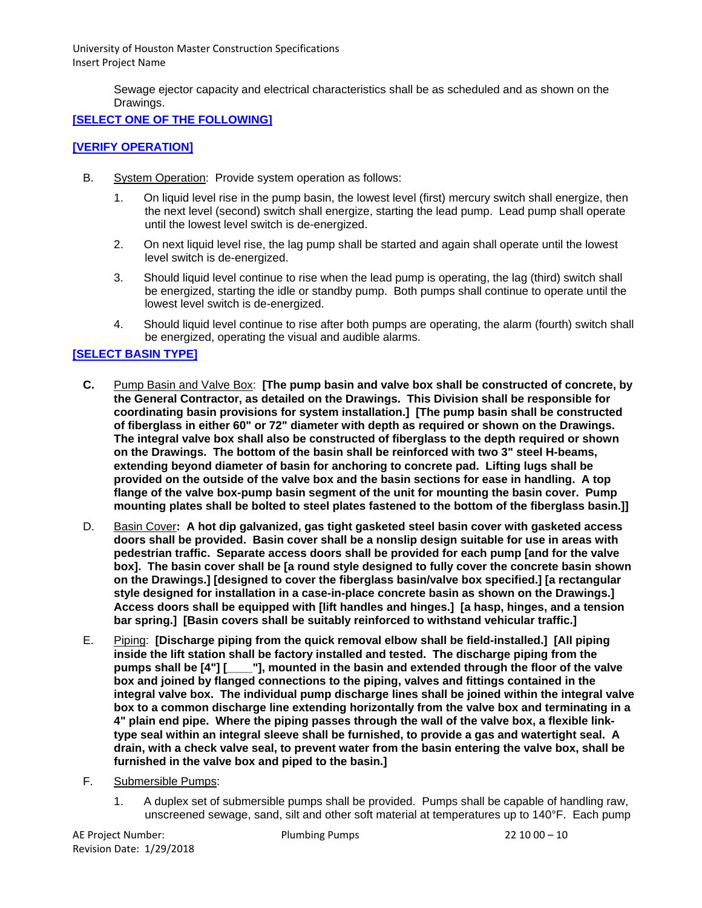Sewage ejector capacity and electrical characteristics shall be as scheduled and as shown on the Drawings.

[SELECT ONE OF THE FOLLOWING]

[VERIFY OPERATION]

B. System Operation: Provide system operation as follows:

1. On liquid level rise in the pump basin, the lowest level (first) mercury switch shall energize, then the next level (second) switch shall energize, starting the lead pump. Lead pump shall operate until the lowest level switch is de-energized.

2. On next liquid level rise, the lag pump shall be started and again shall operate until the lowest level switch is de-energized.

3. Should liquid level continue to rise when the lead pump is operating, the lag (third) switch shall be energized, starting the idle or standby pump. Both pumps shall continue to operate until the lowest level switch is de-energized.

4. Should liquid level continue to rise after both pumps are operating, the alarm (fourth) switch shall be energized, operating the visual and audible alarms.

[SELECT BASIN TYPE]

**C.** Pump Basin and Valve Box: **[The pump basin and valve box shall be constructed of concrete, by the General Contractor, as detailed on the Drawings. This Division shall be responsible for coordinating basin provisions for system installation.] [The pump basin shall be constructed of fiberglass in either 60" or 72" diameter with depth as required or shown on the Drawings. The integral valve box shall also be constructed of fiberglass to the depth required or shown on the Drawings. The bottom of the basin shall be reinforced with two 3" steel H-beams, extending beyond diameter of basin for anchoring to concrete pad. Lifting lugs shall be provided on the outside of the valve box and the basin sections for ease in handling. A top flange of the valve box-pump basin segment of the unit for mounting the basin cover. Pump mounting plates shall be bolted to steel plates fastened to the bottom of the fiberglass basin.]]**

D. Basin Cover**: A hot dip galvanized, gas tight gasketed steel basin cover with gasketed access doors shall be provided. Basin cover shall be a nonslip design suitable for use in areas with pedestrian traffic. Separate access doors shall be provided for each pump [and for the valve box]. The basin cover shall be [a round style designed to fully cover the concrete basin shown on the Drawings.] [designed to cover the fiberglass basin/valve box specified.] [a rectangular style designed for installation in a case-in-place concrete basin as shown on the Drawings.] Access doors shall be equipped with [lift handles and hinges.] [a hasp, hinges, and a tension bar spring.] [Basin covers shall be suitably reinforced to withstand vehicular traffic.]**

E. Piping: **[Discharge piping from the quick removal elbow shall be field-installed.] [All piping inside the lift station shall be factory installed and tested. The discharge piping from the pumps shall be [4"] [____"], mounted in the basin and extended through the floor of the valve box and joined by flanged connections to the piping, valves and fittings contained in the integral valve box. The individual pump discharge lines shall be joined within the integral valve box to a common discharge line extending horizontally from the valve box and terminating in a 4" plain end pipe. Where the piping passes through the wall of the valve box, a flexible link-type seal within an integral sleeve shall be furnished, to provide a gas and watertight seal. A drain, with a check valve seal, to prevent water from the basin entering the valve box, shall be furnished in the valve box and piped to the basin.]**

F. Submersible Pumps:

1. A duplex set of submersible pumps shall be provided. Pumps shall be capable of handling raw, unscreened sewage, sand, silt and other soft material at temperatures up to 140°F. Each pump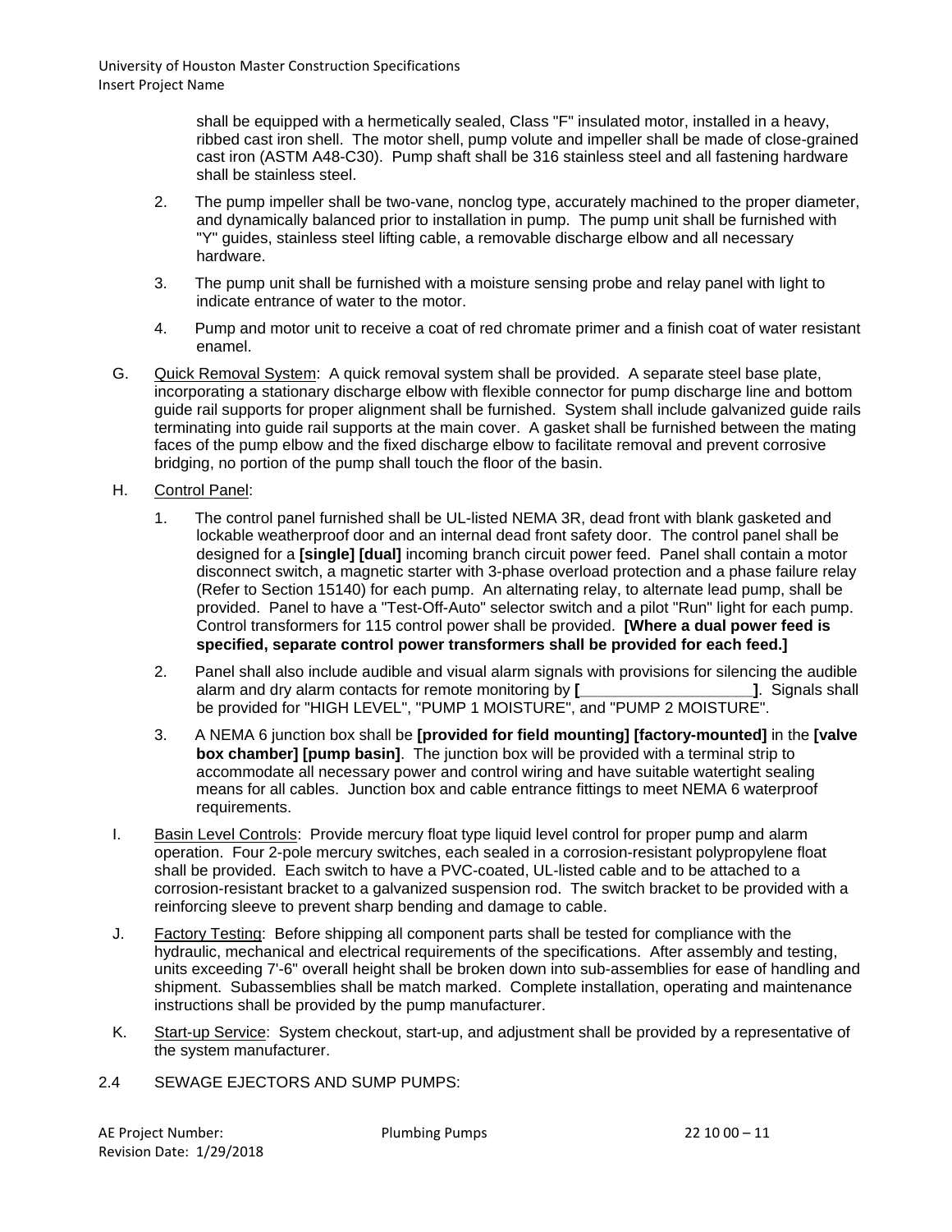shall be equipped with a hermetically sealed, Class "F" insulated motor, installed in a heavy, ribbed cast iron shell. The motor shell, pump volute and impeller shall be made of close-grained cast iron (ASTM A48-C30). Pump shaft shall be 316 stainless steel and all fastening hardware shall be stainless steel.

2. The pump impeller shall be two-vane, nonclog type, accurately machined to the proper diameter, and dynamically balanced prior to installation in pump. The pump unit shall be furnished with "Y" guides, stainless steel lifting cable, a removable discharge elbow and all necessary hardware.

3. The pump unit shall be furnished with a moisture sensing probe and relay panel with light to indicate entrance of water to the motor.

4. Pump and motor unit to receive a coat of red chromate primer and a finish coat of water resistant enamel.

G. Quick Removal System: A quick removal system shall be provided. A separate steel base plate, incorporating a stationary discharge elbow with flexible connector for pump discharge line and bottom guide rail supports for proper alignment shall be furnished. System shall include galvanized guide rails terminating into guide rail supports at the main cover. A gasket shall be furnished between the mating faces of the pump elbow and the fixed discharge elbow to facilitate removal and prevent corrosive bridging, no portion of the pump shall touch the floor of the basin.

H. Control Panel:

1. The control panel furnished shall be UL-listed NEMA 3R, dead front with blank gasketed and lockable weatherproof door and an internal dead front safety door. The control panel shall be designed for a **[single] [dual]** incoming branch circuit power feed. Panel shall contain a motor disconnect switch, a magnetic starter with 3-phase overload protection and a phase failure relay (Refer to Section 15140) for each pump. An alternating relay, to alternate lead pump, shall be provided. Panel to have a "Test-Off-Auto" selector switch and a pilot "Run" light for each pump. Control transformers for 115 control power shall be provided. **[Where a dual power feed is specified, separate control power transformers shall be provided for each feed.]**

2. Panel shall also include audible and visual alarm signals with provisions for silencing the audible alarm and dry alarm contacts for remote monitoring by **[___________________]**. Signals shall be provided for "HIGH LEVEL", "PUMP 1 MOISTURE", and "PUMP 2 MOISTURE".

3. A NEMA 6 junction box shall be **[provided for field mounting] [factory-mounted]** in the **[valve box chamber] [pump basin]**. The junction box will be provided with a terminal strip to accommodate all necessary power and control wiring and have suitable watertight sealing means for all cables. Junction box and cable entrance fittings to meet NEMA 6 waterproof requirements.

I. Basin Level Controls: Provide mercury float type liquid level control for proper pump and alarm operation. Four 2-pole mercury switches, each sealed in a corrosion-resistant polypropylene float shall be provided. Each switch to have a PVC-coated, UL-listed cable and to be attached to a corrosion-resistant bracket to a galvanized suspension rod. The switch bracket to be provided with a reinforcing sleeve to prevent sharp bending and damage to cable.

J. Factory Testing: Before shipping all component parts shall be tested for compliance with the hydraulic, mechanical and electrical requirements of the specifications. After assembly and testing, units exceeding 7'-6" overall height shall be broken down into sub-assemblies for ease of handling and shipment. Subassemblies shall be match marked. Complete installation, operating and maintenance instructions shall be provided by the pump manufacturer.

K. Start-up Service: System checkout, start-up, and adjustment shall be provided by a representative of the system manufacturer.

## 2.4 SEWAGE EJECTORS AND SUMP PUMPS: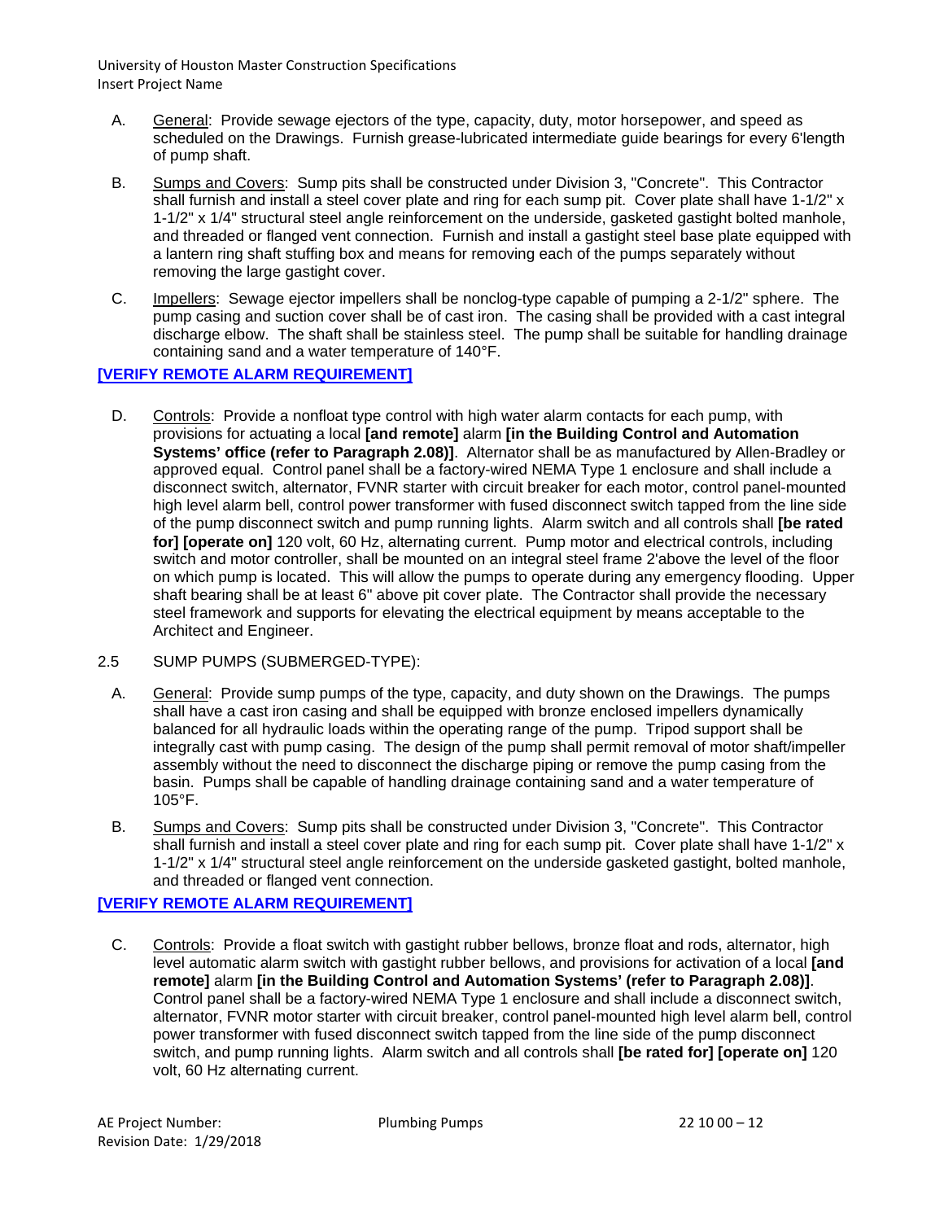A. General: Provide sewage ejectors of the type, capacity, duty, motor horsepower, and speed as scheduled on the Drawings. Furnish grease-lubricated intermediate guide bearings for every 6'length of pump shaft.

B. Sumps and Covers: Sump pits shall be constructed under Division 3, "Concrete". This Contractor shall furnish and install a steel cover plate and ring for each sump pit. Cover plate shall have 1-1/2" x 1-1/2" x 1/4" structural steel angle reinforcement on the underside, gasketed gastight bolted manhole, and threaded or flanged vent connection. Furnish and install a gastight steel base plate equipped with a lantern ring shaft stuffing box and means for removing each of the pumps separately without removing the large gastight cover.

C. Impellers: Sewage ejector impellers shall be nonclog-type capable of pumping a 2-1/2" sphere. The pump casing and suction cover shall be of cast iron. The casing shall be provided with a cast integral discharge elbow. The shaft shall be stainless steel. The pump shall be suitable for handling drainage containing sand and a water temperature of 140°F.

**[VERIFY REMOTE ALARM REQUIREMENT]**

D. Controls: Provide a nonfloat type control with high water alarm contacts for each pump, with provisions for actuating a local **[and remote]** alarm **[in the Building Control and Automation Systems' office (refer to Paragraph 2.08)]**. Alternator shall be as manufactured by Allen-Bradley or approved equal. Control panel shall be a factory-wired NEMA Type 1 enclosure and shall include a disconnect switch, alternator, FVNR starter with circuit breaker for each motor, control panel-mounted high level alarm bell, control power transformer with fused disconnect switch tapped from the line side of the pump disconnect switch and pump running lights. Alarm switch and all controls shall **[be rated for] [operate on]** 120 volt, 60 Hz, alternating current. Pump motor and electrical controls, including switch and motor controller, shall be mounted on an integral steel frame 2'above the level of the floor on which pump is located. This will allow the pumps to operate during any emergency flooding. Upper shaft bearing shall be at least 6" above pit cover plate. The Contractor shall provide the necessary steel framework and supports for elevating the electrical equipment by means acceptable to the Architect and Engineer.

2.5 SUMP PUMPS (SUBMERGED-TYPE):

A. General: Provide sump pumps of the type, capacity, and duty shown on the Drawings. The pumps shall have a cast iron casing and shall be equipped with bronze enclosed impellers dynamically balanced for all hydraulic loads within the operating range of the pump. Tripod support shall be integrally cast with pump casing. The design of the pump shall permit removal of motor shaft/impeller assembly without the need to disconnect the discharge piping or remove the pump casing from the basin. Pumps shall be capable of handling drainage containing sand and a water temperature of 105°F.

B. Sumps and Covers: Sump pits shall be constructed under Division 3, "Concrete". This Contractor shall furnish and install a steel cover plate and ring for each sump pit. Cover plate shall have 1-1/2" x 1-1/2" x 1/4" structural steel angle reinforcement on the underside gasketed gastight, bolted manhole, and threaded or flanged vent connection.

**[VERIFY REMOTE ALARM REQUIREMENT]**

C. Controls: Provide a float switch with gastight rubber bellows, bronze float and rods, alternator, high level automatic alarm switch with gastight rubber bellows, and provisions for activation of a local **[and remote]** alarm **[in the Building Control and Automation Systems' (refer to Paragraph 2.08)]**. Control panel shall be a factory-wired NEMA Type 1 enclosure and shall include a disconnect switch, alternator, FVNR motor starter with circuit breaker, control panel-mounted high level alarm bell, control power transformer with fused disconnect switch tapped from the line side of the pump disconnect switch, and pump running lights. Alarm switch and all controls shall **[be rated for] [operate on]** 120 volt, 60 Hz alternating current.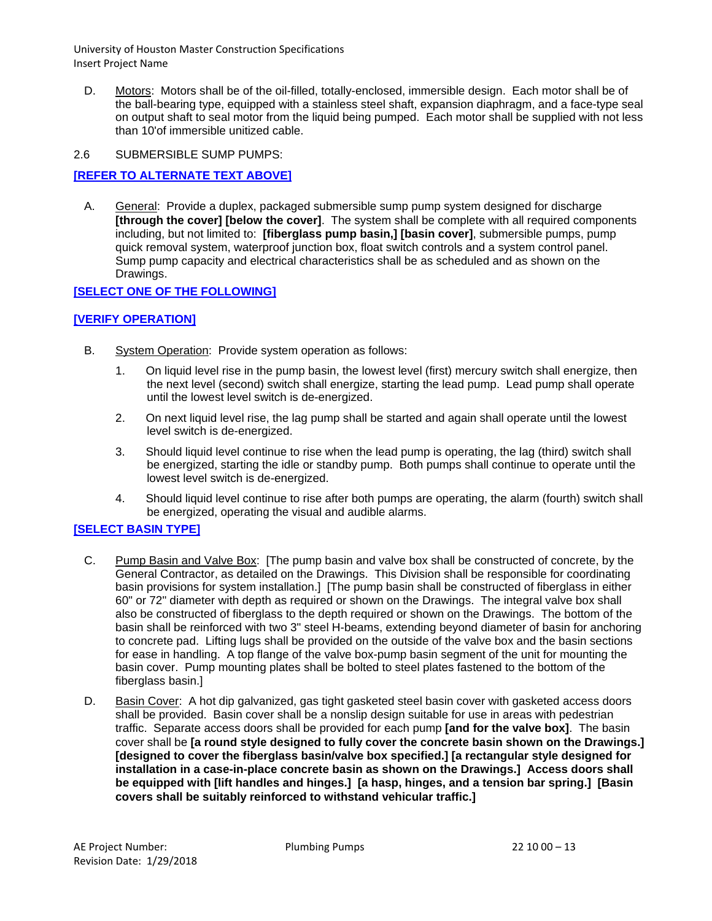D. Motors: Motors shall be of the oil-filled, totally-enclosed, immersible design. Each motor shall be of the ball-bearing type, equipped with a stainless steel shaft, expansion diaphragm, and a face-type seal on output shaft to seal motor from the liquid being pumped. Each motor shall be supplied with not less than 10'of immersible unitized cable.

## 2.6 SUBMERSIBLE SUMP PUMPS:

[REFER TO ALTERNATE TEXT ABOVE]

A. General: Provide a duplex, packaged submersible sump pump system designed for discharge **[through the cover] [below the cover]**. The system shall be complete with all required components including, but not limited to: **[fiberglass pump basin,] [basin cover]**, submersible pumps, pump quick removal system, waterproof junction box, float switch controls and a system control panel. Sump pump capacity and electrical characteristics shall be as scheduled and as shown on the Drawings.

[SELECT ONE OF THE FOLLOWING]

[VERIFY OPERATION]

B. System Operation: Provide system operation as follows:

1. On liquid level rise in the pump basin, the lowest level (first) mercury switch shall energize, then the next level (second) switch shall energize, starting the lead pump. Lead pump shall operate until the lowest level switch is de-energized.

2. On next liquid level rise, the lag pump shall be started and again shall operate until the lowest level switch is de-energized.

3. Should liquid level continue to rise when the lead pump is operating, the lag (third) switch shall be energized, starting the idle or standby pump. Both pumps shall continue to operate until the lowest level switch is de-energized.

4. Should liquid level continue to rise after both pumps are operating, the alarm (fourth) switch shall be energized, operating the visual and audible alarms.

[SELECT BASIN TYPE]

C. Pump Basin and Valve Box: [The pump basin and valve box shall be constructed of concrete, by the General Contractor, as detailed on the Drawings. This Division shall be responsible for coordinating basin provisions for system installation.] [The pump basin shall be constructed of fiberglass in either 60" or 72" diameter with depth as required or shown on the Drawings. The integral valve box shall also be constructed of fiberglass to the depth required or shown on the Drawings. The bottom of the basin shall be reinforced with two 3" steel H-beams, extending beyond diameter of basin for anchoring to concrete pad. Lifting lugs shall be provided on the outside of the valve box and the basin sections for ease in handling. A top flange of the valve box-pump basin segment of the unit for mounting the basin cover. Pump mounting plates shall be bolted to steel plates fastened to the bottom of the fiberglass basin.]

D. Basin Cover: A hot dip galvanized, gas tight gasketed steel basin cover with gasketed access doors shall be provided. Basin cover shall be a nonslip design suitable for use in areas with pedestrian traffic. Separate access doors shall be provided for each pump **[and for the valve box]**. The basin cover shall be **[a round style designed to fully cover the concrete basin shown on the Drawings.] [designed to cover the fiberglass basin/valve box specified.] [a rectangular style designed for installation in a case-in-place concrete basin as shown on the Drawings.] Access doors shall be equipped with [lift handles and hinges.] [a hasp, hinges, and a tension bar spring.] [Basin covers shall be suitably reinforced to withstand vehicular traffic.]**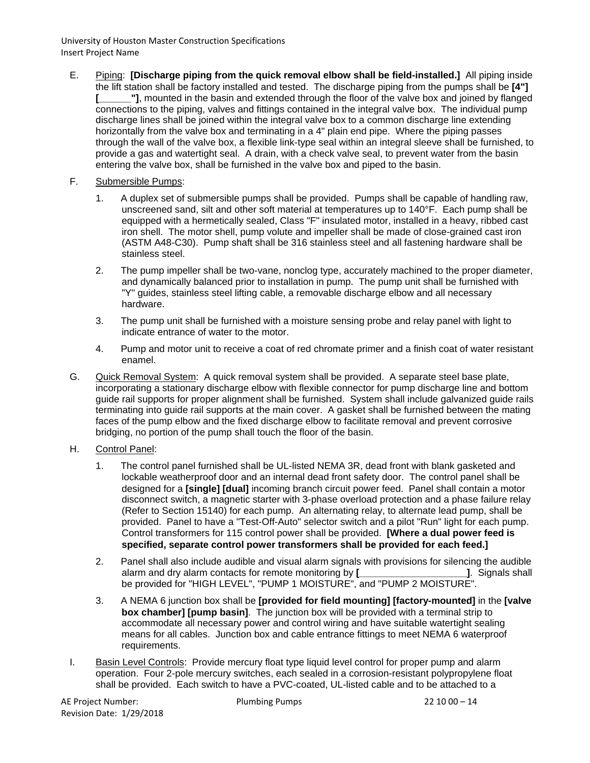E. Piping: **[Discharge piping from the quick removal elbow shall be field-installed.]** All piping inside the lift station shall be factory installed and tested. The discharge piping from the pumps shall be **[4"] [______"]**, mounted in the basin and extended through the floor of the valve box and joined by flanged connections to the piping, valves and fittings contained in the integral valve box. The individual pump discharge lines shall be joined within the integral valve box to a common discharge line extending horizontally from the valve box and terminating in a 4" plain end pipe. Where the piping passes through the wall of the valve box, a flexible link-type seal within an integral sleeve shall be furnished, to provide a gas and watertight seal. A drain, with a check valve seal, to prevent water from the basin entering the valve box, shall be furnished in the valve box and piped to the basin.

F. Submersible Pumps:

1. A duplex set of submersible pumps shall be provided. Pumps shall be capable of handling raw, unscreened sand, silt and other soft material at temperatures up to 140°F. Each pump shall be equipped with a hermetically sealed, Class "F" insulated motor, installed in a heavy, ribbed cast iron shell. The motor shell, pump volute and impeller shall be made of close-grained cast iron (ASTM A48-C30). Pump shaft shall be 316 stainless steel and all fastening hardware shall be stainless steel.

2. The pump impeller shall be two-vane, nonclog type, accurately machined to the proper diameter, and dynamically balanced prior to installation in pump. The pump unit shall be furnished with "Y" guides, stainless steel lifting cable, a removable discharge elbow and all necessary hardware.

3. The pump unit shall be furnished with a moisture sensing probe and relay panel with light to indicate entrance of water to the motor.

4. Pump and motor unit to receive a coat of red chromate primer and a finish coat of water resistant enamel.

G. Quick Removal System: A quick removal system shall be provided. A separate steel base plate, incorporating a stationary discharge elbow with flexible connector for pump discharge line and bottom guide rail supports for proper alignment shall be furnished. System shall include galvanized guide rails terminating into guide rail supports at the main cover. A gasket shall be furnished between the mating faces of the pump elbow and the fixed discharge elbow to facilitate removal and prevent corrosive bridging, no portion of the pump shall touch the floor of the basin.

H. Control Panel:

1. The control panel furnished shall be UL-listed NEMA 3R, dead front with blank gasketed and lockable weatherproof door and an internal dead front safety door. The control panel shall be designed for a **[single] [dual]** incoming branch circuit power feed. Panel shall contain a motor disconnect switch, a magnetic starter with 3-phase overload protection and a phase failure relay (Refer to Section 15140) for each pump. An alternating relay, to alternate lead pump, shall be provided. Panel to have a "Test-Off-Auto" selector switch and a pilot "Run" light for each pump. Control transformers for 115 control power shall be provided. **[Where a dual power feed is specified, separate control power transformers shall be provided for each feed.]**

2. Panel shall also include audible and visual alarm signals with provisions for silencing the audible alarm and dry alarm contacts for remote monitoring by **[___________________]**. Signals shall be provided for "HIGH LEVEL", "PUMP 1 MOISTURE", and "PUMP 2 MOISTURE".

3. A NEMA 6 junction box shall be **[provided for field mounting] [factory-mounted]** in the **[valve box chamber] [pump basin]**. The junction box will be provided with a terminal strip to accommodate all necessary power and control wiring and have suitable watertight sealing means for all cables. Junction box and cable entrance fittings to meet NEMA 6 waterproof requirements.

I. Basin Level Controls: Provide mercury float type liquid level control for proper pump and alarm operation. Four 2-pole mercury switches, each sealed in a corrosion-resistant polypropylene float shall be provided. Each switch to have a PVC-coated, UL-listed cable and to be attached to a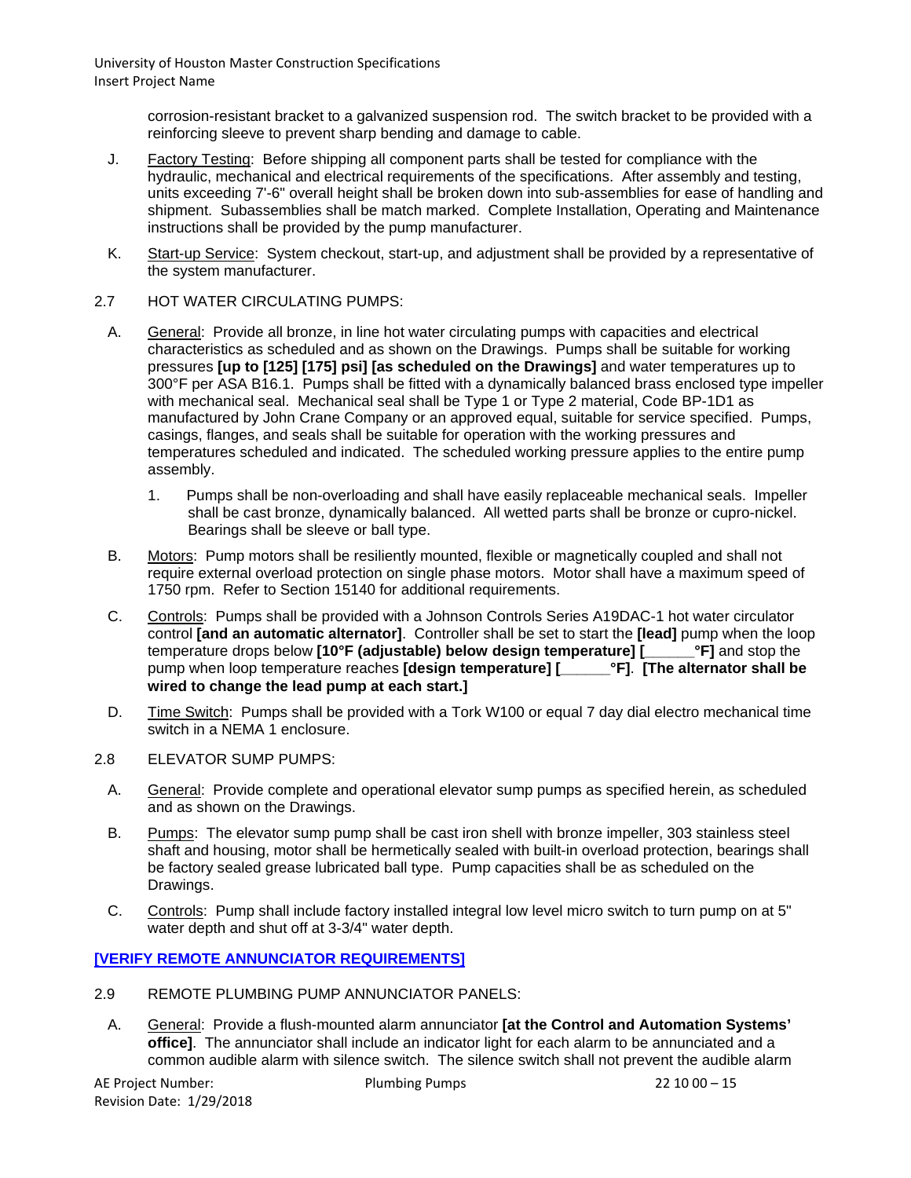corrosion-resistant bracket to a galvanized suspension rod. The switch bracket to be provided with a reinforcing sleeve to prevent sharp bending and damage to cable.

J. Factory Testing: Before shipping all component parts shall be tested for compliance with the hydraulic, mechanical and electrical requirements of the specifications. After assembly and testing, units exceeding 7'-6" overall height shall be broken down into sub-assemblies for ease of handling and shipment. Subassemblies shall be match marked. Complete Installation, Operating and Maintenance instructions shall be provided by the pump manufacturer.

K. Start-up Service: System checkout, start-up, and adjustment shall be provided by a representative of the system manufacturer.

2.7 HOT WATER CIRCULATING PUMPS:

A. General: Provide all bronze, in line hot water circulating pumps with capacities and electrical characteristics as scheduled and as shown on the Drawings. Pumps shall be suitable for working pressures **[up to [125] [175] psi] [as scheduled on the Drawings]** and water temperatures up to 300°F per ASA B16.1. Pumps shall be fitted with a dynamically balanced brass enclosed type impeller with mechanical seal. Mechanical seal shall be Type 1 or Type 2 material, Code BP-1D1 as manufactured by John Crane Company or an approved equal, suitable for service specified. Pumps, casings, flanges, and seals shall be suitable for operation with the working pressures and temperatures scheduled and indicated. The scheduled working pressure applies to the entire pump assembly.

1. Pumps shall be non-overloading and shall have easily replaceable mechanical seals. Impeller shall be cast bronze, dynamically balanced. All wetted parts shall be bronze or cupro-nickel. Bearings shall be sleeve or ball type.

B. Motors: Pump motors shall be resiliently mounted, flexible or magnetically coupled and shall not require external overload protection on single phase motors. Motor shall have a maximum speed of 1750 rpm. Refer to Section 15140 for additional requirements.

C. Controls: Pumps shall be provided with a Johnson Controls Series A19DAC-1 hot water circulator control **[and an automatic alternator]**. Controller shall be set to start the **[lead]** pump when the loop temperature drops below **[10°F (adjustable) below design temperature] [\_\_\_\_\_\_°F]** and stop the pump when loop temperature reaches **[design temperature] [\_\_\_\_\_\_°F]**. **[The alternator shall be wired to change the lead pump at each start.]**

D. Time Switch: Pumps shall be provided with a Tork W100 or equal 7 day dial electro mechanical time switch in a NEMA 1 enclosure.

2.8 ELEVATOR SUMP PUMPS:

A. General: Provide complete and operational elevator sump pumps as specified herein, as scheduled and as shown on the Drawings.

B. Pumps: The elevator sump pump shall be cast iron shell with bronze impeller, 303 stainless steel shaft and housing, motor shall be hermetically sealed with built-in overload protection, bearings shall be factory sealed grease lubricated ball type. Pump capacities shall be as scheduled on the Drawings.

C. Controls: Pump shall include factory installed integral low level micro switch to turn pump on at 5" water depth and shut off at 3-3/4" water depth.

**[VERIFY REMOTE ANNUNCIATOR REQUIREMENTS]**

2.9 REMOTE PLUMBING PUMP ANNUNCIATOR PANELS:

A. General: Provide a flush-mounted alarm annunciator **[at the Control and Automation Systems' office]**. The annunciator shall include an indicator light for each alarm to be annunciated and a common audible alarm with silence switch. The silence switch shall not prevent the audible alarm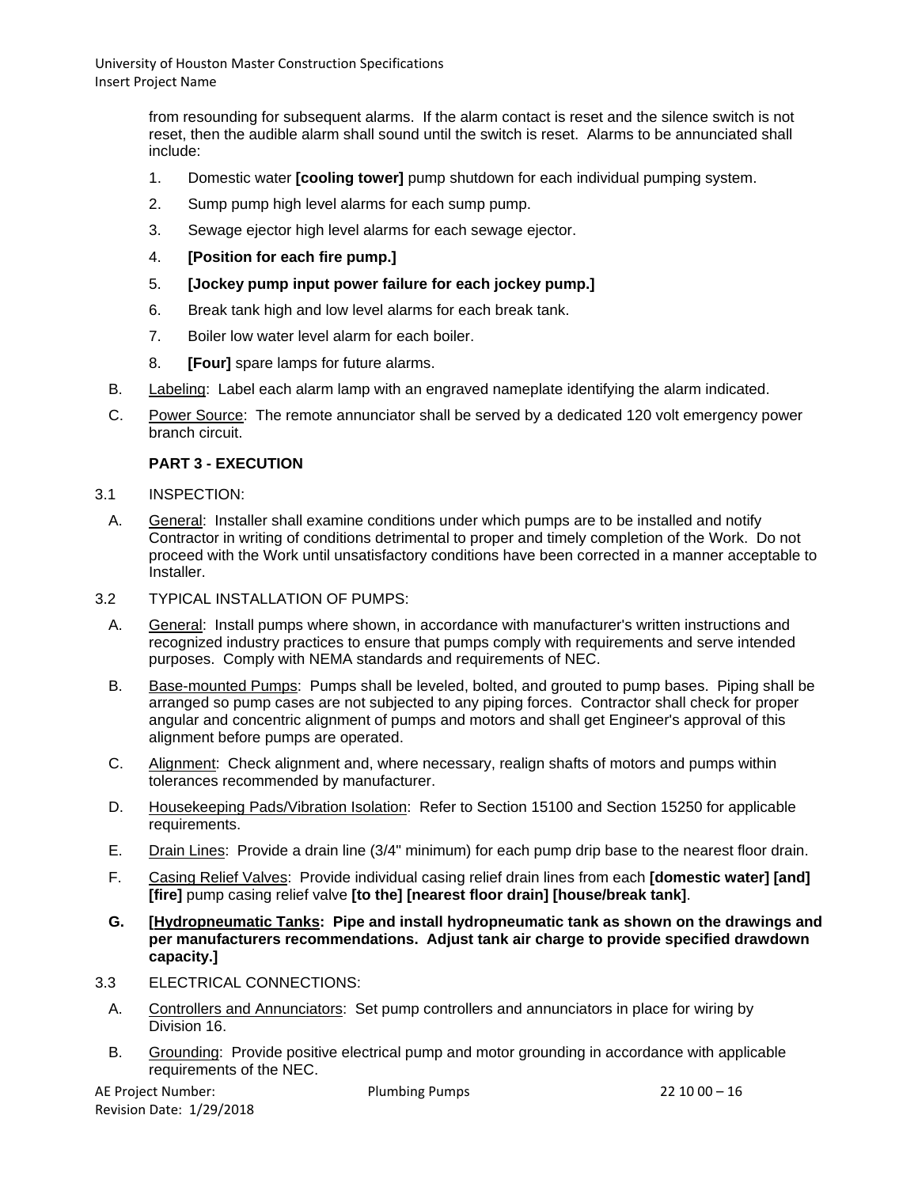from resounding for subsequent alarms. If the alarm contact is reset and the silence switch is not reset, then the audible alarm shall sound until the switch is reset. Alarms to be annunciated shall include:

1. Domestic water **[cooling tower]** pump shutdown for each individual pumping system.
2. Sump pump high level alarms for each sump pump.
3. Sewage ejector high level alarms for each sewage ejector.
4. **[Position for each fire pump.]**
5. **[Jockey pump input power failure for each jockey pump.]**
6. Break tank high and low level alarms for each break tank.
7. Boiler low water level alarm for each boiler.
8. **[Four]** spare lamps for future alarms.

B. Labeling: Label each alarm lamp with an engraved nameplate identifying the alarm indicated.

C. Power Source: The remote annunciator shall be served by a dedicated 120 volt emergency power branch circuit.

## PART 3 - EXECUTION

3.1 INSPECTION:

A. General: Installer shall examine conditions under which pumps are to be installed and notify Contractor in writing of conditions detrimental to proper and timely completion of the Work. Do not proceed with the Work until unsatisfactory conditions have been corrected in a manner acceptable to Installer.

3.2 TYPICAL INSTALLATION OF PUMPS:

A. General: Install pumps where shown, in accordance with manufacturer's written instructions and recognized industry practices to ensure that pumps comply with requirements and serve intended purposes. Comply with NEMA standards and requirements of NEC.

B. Base-mounted Pumps: Pumps shall be leveled, bolted, and grouted to pump bases. Piping shall be arranged so pump cases are not subjected to any piping forces. Contractor shall check for proper angular and concentric alignment of pumps and motors and shall get Engineer's approval of this alignment before pumps are operated.

C. Alignment: Check alignment and, where necessary, realign shafts of motors and pumps within tolerances recommended by manufacturer.

D. Housekeeping Pads/Vibration Isolation: Refer to Section 15100 and Section 15250 for applicable requirements.

E. Drain Lines: Provide a drain line (3/4" minimum) for each pump drip base to the nearest floor drain.

F. Casing Relief Valves: Provide individual casing relief drain lines from each **[domestic water] [and] [fire]** pump casing relief valve **[to the] [nearest floor drain] [house/break tank]**.

**G. [Hydropneumatic Tanks: Pipe and install hydropneumatic tank as shown on the drawings and per manufacturers recommendations. Adjust tank air charge to provide specified drawdown capacity.]**

3.3 ELECTRICAL CONNECTIONS:

A. Controllers and Annunciators: Set pump controllers and annunciators in place for wiring by Division 16.

B. Grounding: Provide positive electrical pump and motor grounding in accordance with applicable requirements of the NEC.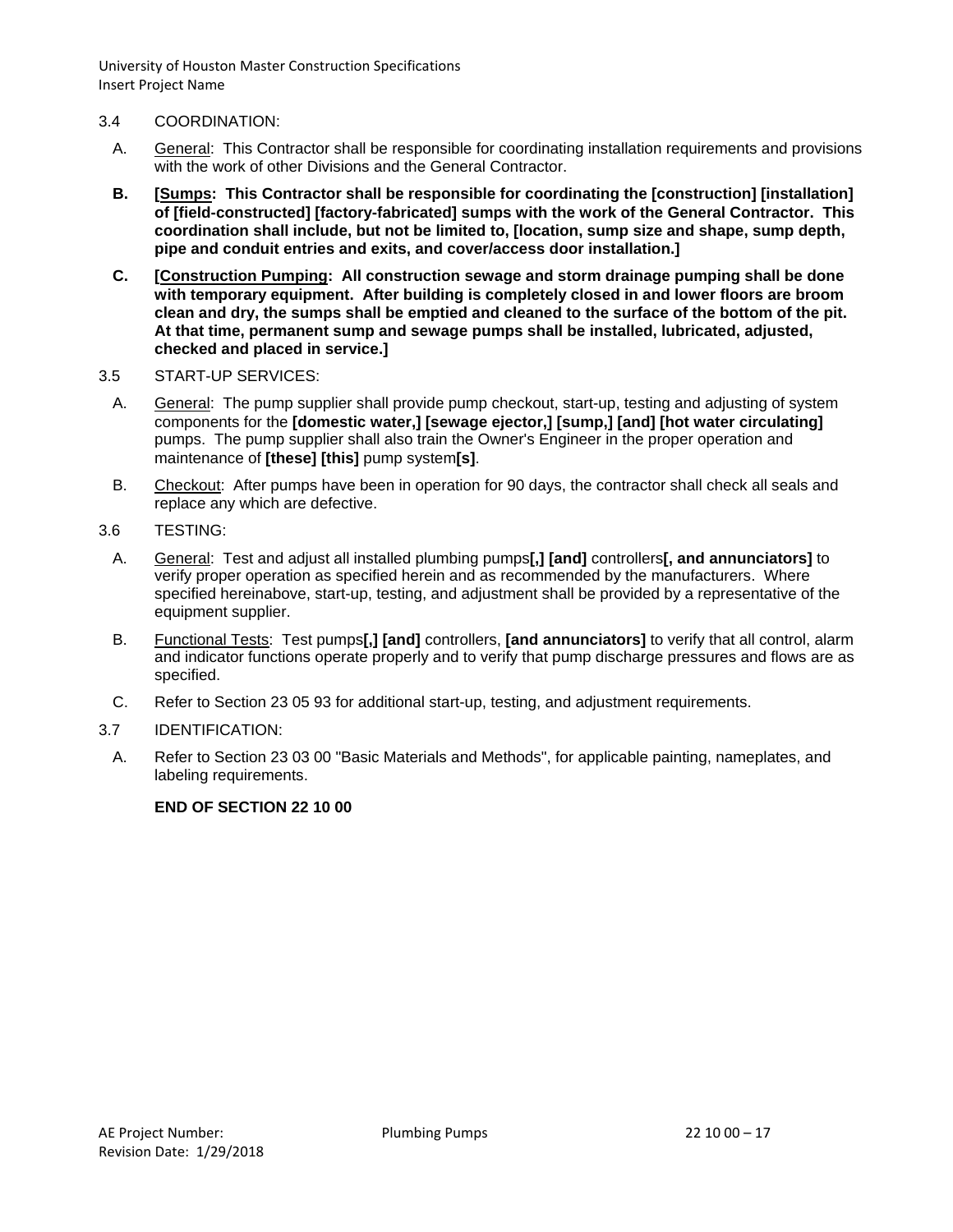3.4 COORDINATION:

A. General: This Contractor shall be responsible for coordinating installation requirements and provisions with the work of other Divisions and the General Contractor.

**B. [Sumps: This Contractor shall be responsible for coordinating the [construction] [installation] of [field-constructed] [factory-fabricated] sumps with the work of the General Contractor. This coordination shall include, but not be limited to, [location, sump size and shape, sump depth, pipe and conduit entries and exits, and cover/access door installation.]**

**C. [Construction Pumping: All construction sewage and storm drainage pumping shall be done with temporary equipment. After building is completely closed in and lower floors are broom clean and dry, the sumps shall be emptied and cleaned to the surface of the bottom of the pit. At that time, permanent sump and sewage pumps shall be installed, lubricated, adjusted, checked and placed in service.]**

3.5 START-UP SERVICES:

A. General: The pump supplier shall provide pump checkout, start-up, testing and adjusting of system components for the **[domestic water,] [sewage ejector,] [sump,] [and] [hot water circulating]** pumps. The pump supplier shall also train the Owner's Engineer in the proper operation and maintenance of **[these] [this]** pump system**[s]**.

B. Checkout: After pumps have been in operation for 90 days, the contractor shall check all seals and replace any which are defective.

3.6 TESTING:

A. General: Test and adjust all installed plumbing pumps**[,] [and]** controllers**[, and annunciators]** to verify proper operation as specified herein and as recommended by the manufacturers. Where specified hereinabove, start-up, testing, and adjustment shall be provided by a representative of the equipment supplier.

B. Functional Tests: Test pumps**[,] [and]** controllers, **[and annunciators]** to verify that all control, alarm and indicator functions operate properly and to verify that pump discharge pressures and flows are as specified.

C. Refer to Section 23 05 93 for additional start-up, testing, and adjustment requirements.

3.7 IDENTIFICATION:

A. Refer to Section 23 03 00 "Basic Materials and Methods", for applicable painting, nameplates, and labeling requirements.

**END OF SECTION 22 10 00**